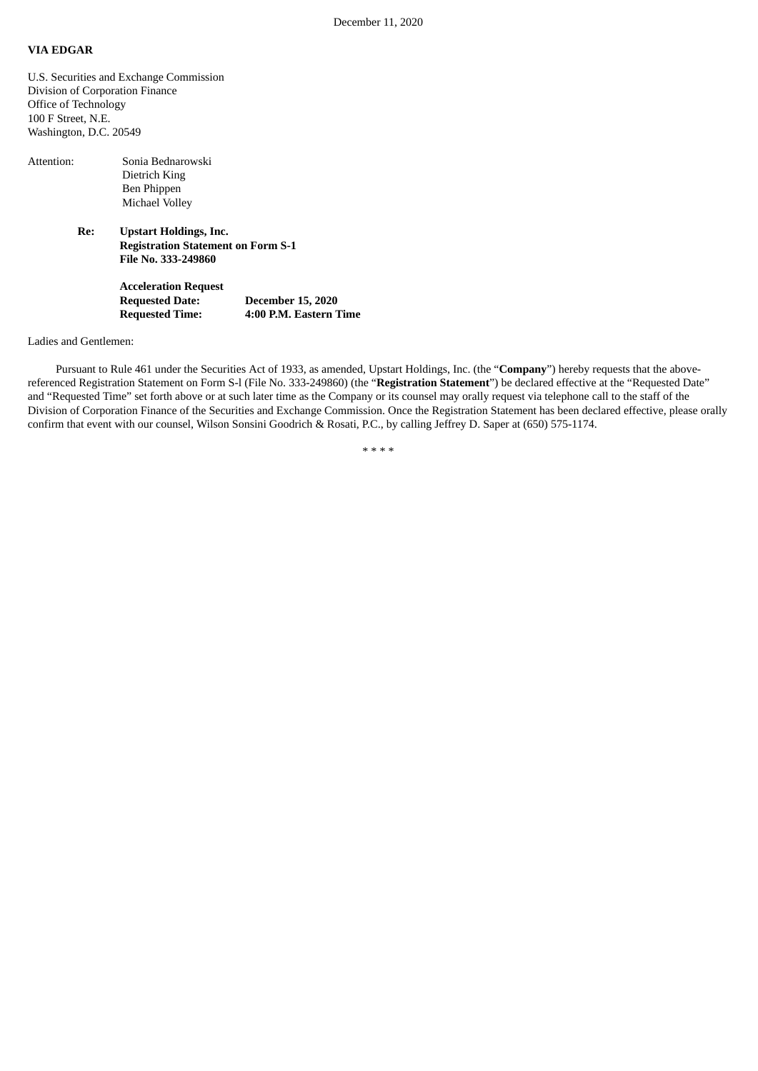December 11, 2020

**VIA EDGAR**

U.S. Securities and Exchange Commission
Division of Corporation Finance
Office of Technology
100 F Street, N.E.
Washington, D.C. 20549

Attention: Sonia Bednarowski
Dietrich King
Ben Phippen
Michael Volley

**Re: Upstart Holdings, Inc.**
**Registration Statement on Form S-1**
**File No. 333-249860**

**Acceleration Request**
**Requested Date: December 15, 2020**
**Requested Time: 4:00 P.M. Eastern Time**

Ladies and Gentlemen:

Pursuant to Rule 461 under the Securities Act of 1933, as amended, Upstart Holdings, Inc. (the "**Company**") hereby requests that the above-referenced Registration Statement on Form S-l (File No. 333-249860) (the "**Registration Statement**") be declared effective at the "Requested Date" and "Requested Time" set forth above or at such later time as the Company or its counsel may orally request via telephone call to the staff of the Division of Corporation Finance of the Securities and Exchange Commission. Once the Registration Statement has been declared effective, please orally confirm that event with our counsel, Wilson Sonsini Goodrich & Rosati, P.C., by calling Jeffrey D. Saper at (650) 575-1174.

\* \* \* \*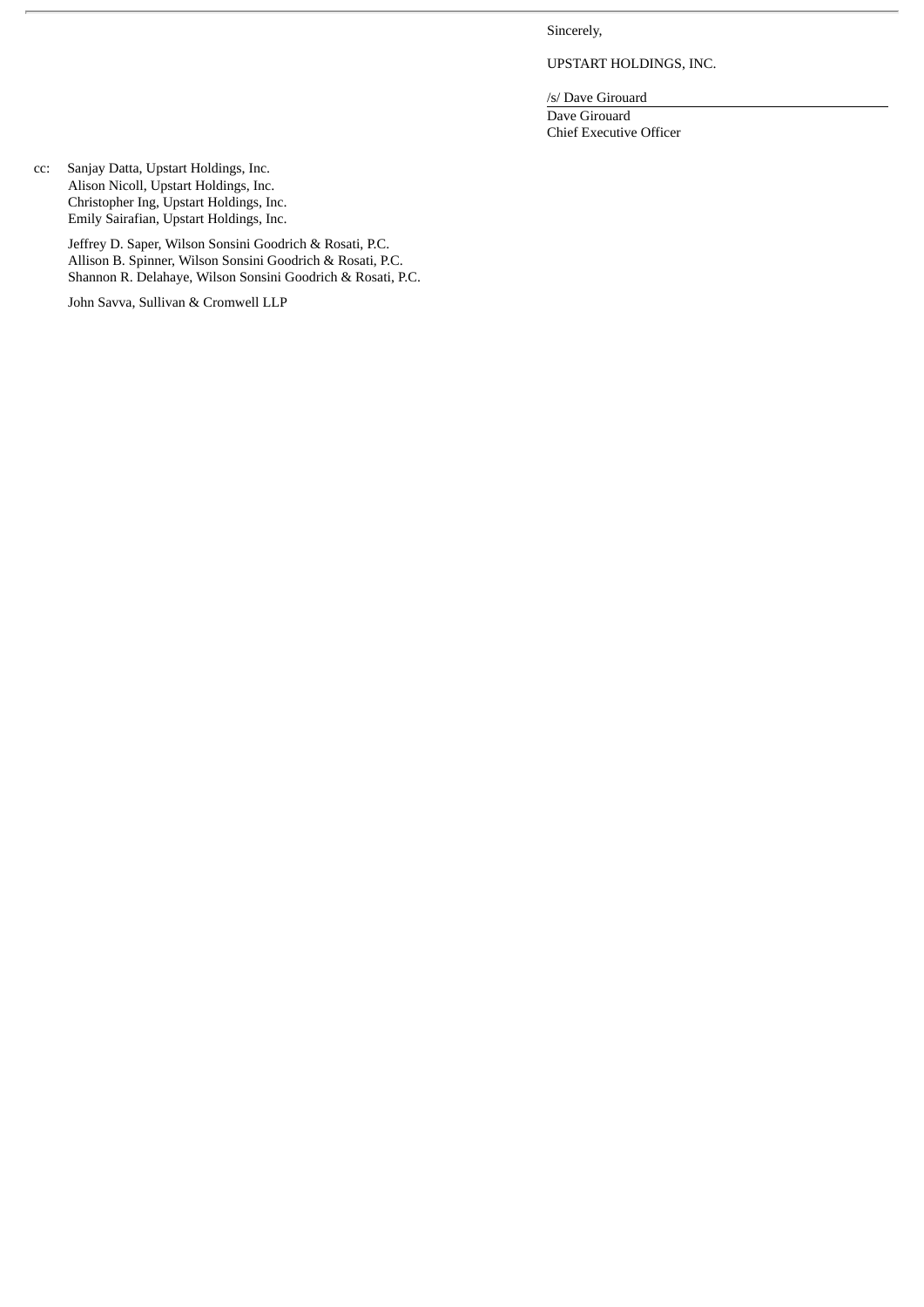Sincerely,

UPSTART HOLDINGS, INC.

/s/ Dave Girouard

Dave Girouard
Chief Executive Officer

cc: Sanjay Datta, Upstart Holdings, Inc.
Alison Nicoll, Upstart Holdings, Inc.
Christopher Ing, Upstart Holdings, Inc.
Emily Sairafian, Upstart Holdings, Inc.

Jeffrey D. Saper, Wilson Sonsini Goodrich & Rosati, P.C.
Allison B. Spinner, Wilson Sonsini Goodrich & Rosati, P.C.
Shannon R. Delahaye, Wilson Sonsini Goodrich & Rosati, P.C.

John Savva, Sullivan & Cromwell LLP